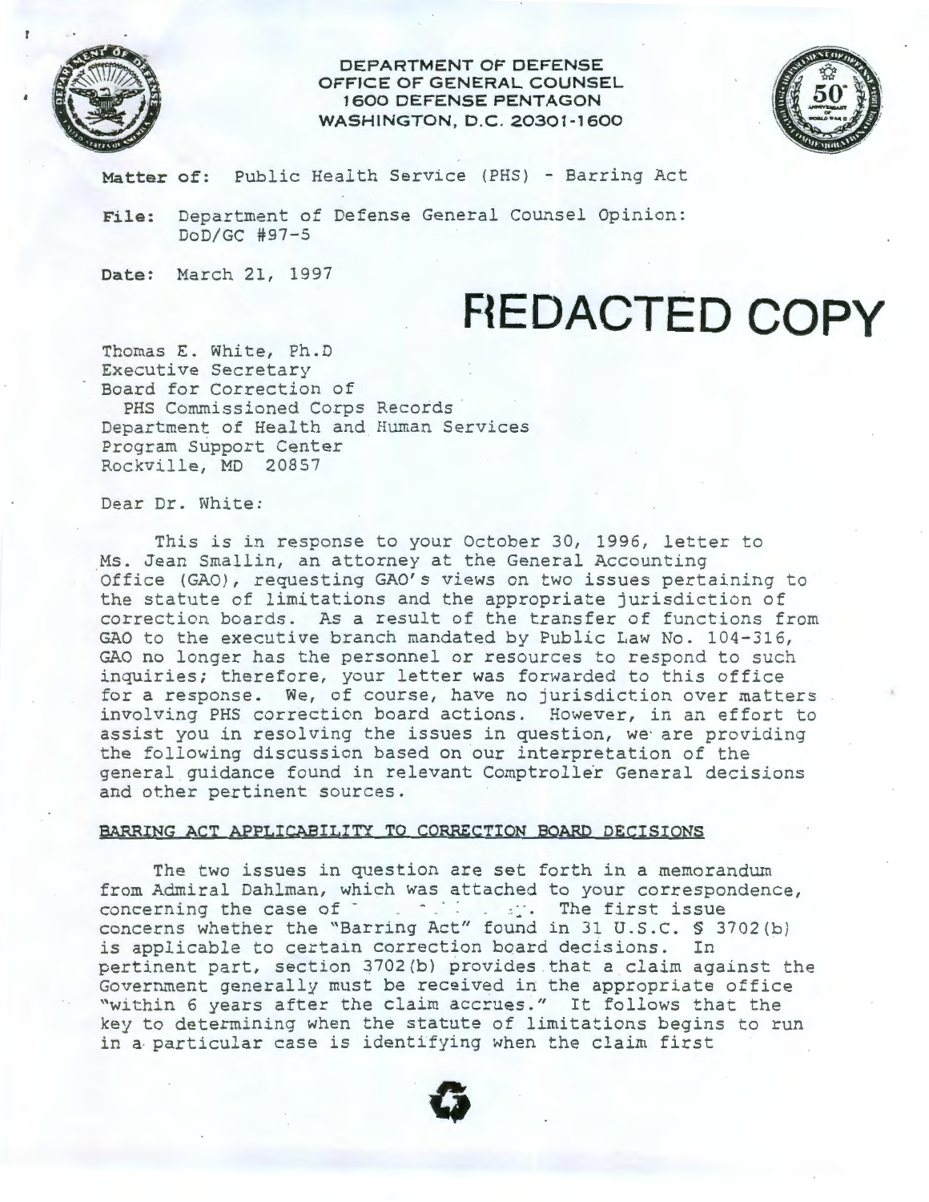**DEPARTMENT OF DEFENSE**
**OFFICE OF GENERAL COUNSEL**
**1600 DEFENSE PENTAGON**
**WASHINGTON, D.C. 20301-1600**

**Matter of:** Public Health Service (PHS) - Barring Act

**File:** Department of Defense General Counsel Opinion: DoD/GC #97-5

**Date:** March 21, 1997

# REDACTED COPY

Thomas E. White, Ph.D
Executive Secretary
Board for Correction of
PHS Commissioned Corps Records
Department of Health and Human Services
Program Support Center
Rockville, MD 20857

Dear Dr. White:

This is in response to your October 30, 1996, letter to Ms. Jean Smallin, an attorney at the General Accounting Office (GAO), requesting GAO's views on two issues pertaining to the statute of limitations and the appropriate jurisdiction of correction boards. As a result of the transfer of functions from GAO to the executive branch mandated by Public Law No. 104-316, GAO no longer has the personnel or resources to respond to such inquiries; therefore, your letter was forwarded to this office for a response. We, of course, have no jurisdiction over matters involving PHS correction board actions. However, in an effort to assist you in resolving the issues in question, we are providing the following discussion based on our interpretation of the general guidance found in relevant Comptroller General decisions and other pertinent sources.

## BARRING ACT APPLICABILITY TO CORRECTION BOARD DECISIONS

The two issues in question are set forth in a memorandum from Admiral Dahlman, which was attached to your correspondence, concerning the case of [redacted]. The first issue concerns whether the "Barring Act" found in 31 U.S.C. § 3702(b) is applicable to certain correction board decisions. In pertinent part, section 3702(b) provides that a claim against the Government generally must be received in the appropriate office "within 6 years after the claim accrues." It follows that the key to determining when the statute of limitations begins to run in a particular case is identifying when the claim first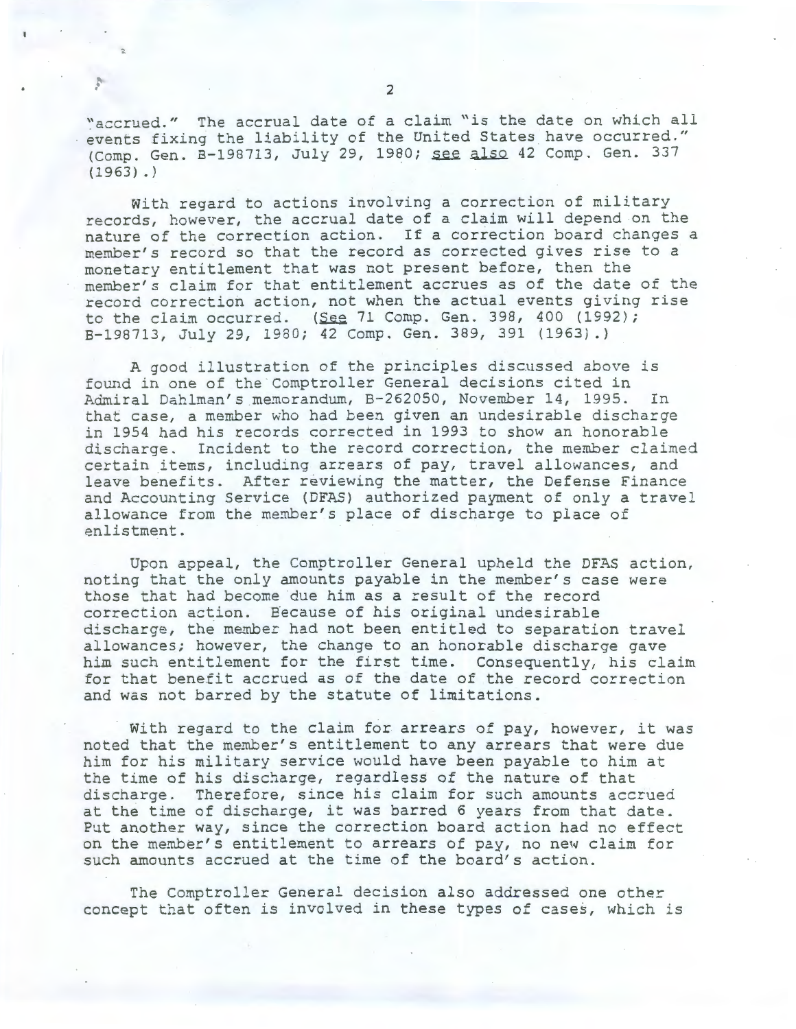"accrued." The accrual date of a claim "is the date on which all events fixing the liability of the United States have occurred." (Comp. Gen. B-198713, July 29, 1980; _see also_ 42 Comp. Gen. 337 (1963).)

With regard to actions involving a correction of military records, however, the accrual date of a claim will depend on the nature of the correction action. If a correction board changes a member's record so that the record as corrected gives rise to a monetary entitlement that was not present before, then the member's claim for that entitlement accrues as of the date of the record correction action, not when the actual events giving rise to the claim occurred. (_See_ 71 Comp. Gen. 398, 400 (1992); B-198713, July 29, 1980; 42 Comp. Gen. 389, 391 (1963).)

A good illustration of the principles discussed above is found in one of the Comptroller General decisions cited in Admiral Dahlman's memorandum, B-262050, November 14, 1995. In that case, a member who had been given an undesirable discharge in 1954 had his records corrected in 1993 to show an honorable discharge. Incident to the record correction, the member claimed certain items, including arrears of pay, travel allowances, and leave benefits. After reviewing the matter, the Defense Finance and Accounting Service (DFAS) authorized payment of only a travel allowance from the member's place of discharge to place of enlistment.

Upon appeal, the Comptroller General upheld the DFAS action, noting that the only amounts payable in the member's case were those that had become due him as a result of the record correction action. Because of his original undesirable discharge, the member had not been entitled to separation travel allowances; however, the change to an honorable discharge gave him such entitlement for the first time. Consequently, his claim for that benefit accrued as of the date of the record correction and was not barred by the statute of limitations.

With regard to the claim for arrears of pay, however, it was noted that the member's entitlement to any arrears that were due him for his military service would have been payable to him at the time of his discharge, regardless of the nature of that discharge. Therefore, since his claim for such amounts accrued at the time of discharge, it was barred 6 years from that date. Put another way, since the correction board action had no effect on the member's entitlement to arrears of pay, no new claim for such amounts accrued at the time of the board's action.

The Comptroller General decision also addressed one other concept that often is involved in these types of cases, which is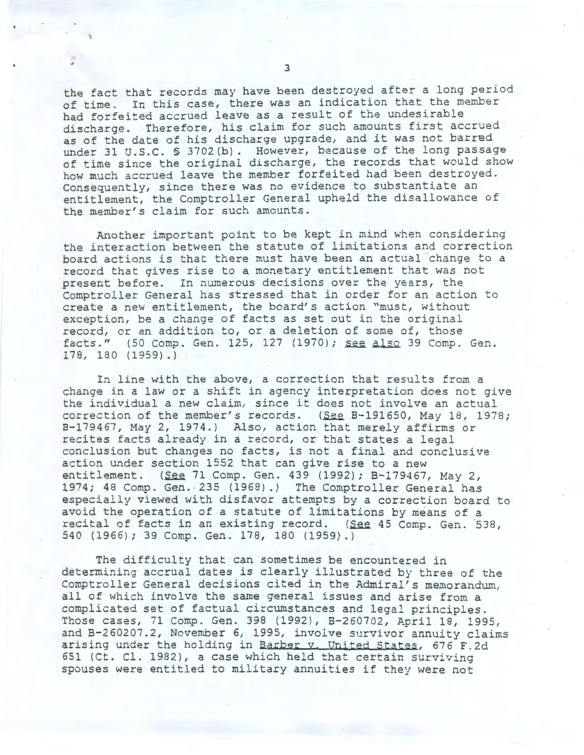the fact that records may have been destroyed after a long period of time. In this case, there was an indication that the member had forfeited accrued leave as a result of the undesirable discharge. Therefore, his claim for such amounts first accrued as of the date of his discharge upgrade, and it was not barred under 31 U.S.C. § 3702(b). However, because of the long passage of time since the original discharge, the records that would show how much accrued leave the member forfeited had been destroyed. Consequently, since there was no evidence to substantiate an entitlement, the Comptroller General upheld the disallowance of the member's claim for such amounts.

Another important point to be kept in mind when considering the interaction between the statute of limitations and correction board actions is that there must have been an actual change to a record that gives rise to a monetary entitlement that was not present before. In numerous decisions over the years, the Comptroller General has stressed that in order for an action to create a new entitlement, the board's action "must, without exception, be a change of facts as set out in the original record, or an addition to, or a deletion of some of, those facts." (50 Comp. Gen. 125, 127 (1970); see also 39 Comp. Gen. 178, 180 (1959).)

In line with the above, a correction that results from a change in a law or a shift in agency interpretation does not give the individual a new claim, since it does not involve an actual correction of the member's records. (See B-191650, May 18, 1978; B-179467, May 2, 1974.) Also, action that merely affirms or recites facts already in a record, or that states a legal conclusion but changes no facts, is not a final and conclusive action under section 1552 that can give rise to a new entitlement. (See 71 Comp. Gen. 439 (1992); B-179467, May 2, 1974; 48 Comp. Gen. 235 (1968).) The Comptroller General has especially viewed with disfavor attempts by a correction board to avoid the operation of a statute of limitations by means of a recital of facts in an existing record. (See 45 Comp. Gen. 538, 540 (1966); 39 Comp. Gen. 178, 180 (1959).)

The difficulty that can sometimes be encountered in determining accrual dates is clearly illustrated by three of the Comptroller General decisions cited in the Admiral's memorandum, all of which involve the same general issues and arise from a complicated set of factual circumstances and legal principles. Those cases, 71 Comp. Gen. 398 (1992), B-260702, April 18, 1995, and B-260207.2, November 6, 1995, involve survivor annuity claims arising under the holding in Barber v. United States, 676 F.2d 651 (Ct. Cl. 1982), a case which held that certain surviving spouses were entitled to military annuities if they were not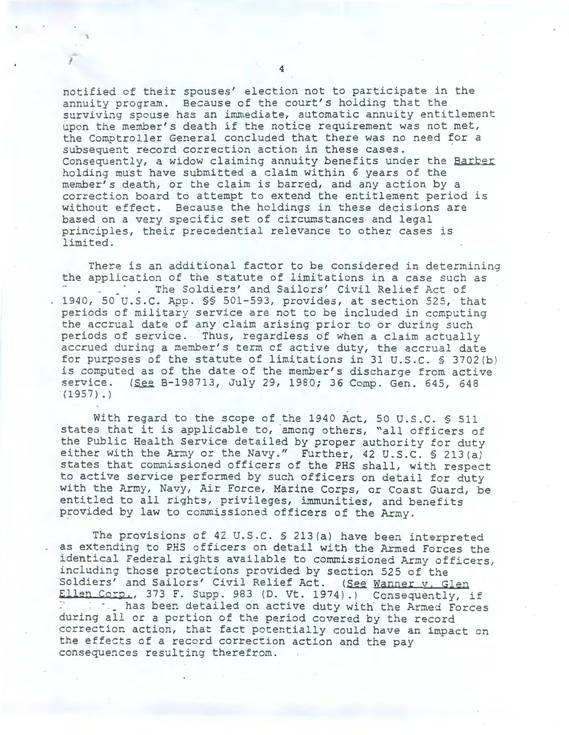notified of their spouses' election not to participate in the annuity program. Because of the court's holding that the surviving spouse has an immediate, automatic annuity entitlement upon the member's death if the notice requirement was not met, the Comptroller General concluded that there was no need for a subsequent record correction action in these cases. Consequently, a widow claiming annuity benefits under the Barber holding must have submitted a claim within 6 years of the member's death, or the claim is barred, and any action by a correction board to attempt to extend the entitlement period is without effect. Because the holdings in these decisions are based on a very specific set of circumstances and legal principles, their precedential relevance to other cases is limited.

There is an additional factor to be considered in determining the application of the statute of limitations in a case such as . The Soldiers' and Sailors' Civil Relief Act of 1940, 50 U.S.C. App. §§ 501-593, provides, at section 525, that periods of military service are not to be included in computing the accrual date of any claim arising prior to or during such periods of service. Thus, regardless of when a claim actually accrued during a member's term of active duty, the accrual date for purposes of the statute of limitations in 31 U.S.C. § 3702(b) is computed as of the date of the member's discharge from active service. (See B-198713, July 29, 1980; 36 Comp. Gen. 645, 648 (1957).)

With regard to the scope of the 1940 Act, 50 U.S.C. § 511 states that it is applicable to, among others, "all officers of the Public Health Service detailed by proper authority for duty either with the Army or the Navy." Further, 42 U.S.C. § 213(a) states that commissioned officers of the PHS shall, with respect to active service performed by such officers on detail for duty with the Army, Navy, Air Force, Marine Corps, or Coast Guard, be entitled to all rights, privileges, immunities, and benefits provided by law to commissioned officers of the Army.

The provisions of 42 U.S.C. § 213(a) have been interpreted as extending to PHS officers on detail with the Armed Forces the identical Federal rights available to commissioned Army officers, including those protections provided by section 525 of the Soldiers' and Sailors' Civil Relief Act. (See Wanner v. Glen Ellen Corp., 373 F. Supp. 983 (D. Vt. 1974).) Consequently, if has been detailed on active duty with the Armed Forces during all or a portion of the period covered by the record correction action, that fact potentially could have an impact on the effects of a record correction action and the pay consequences resulting therefrom.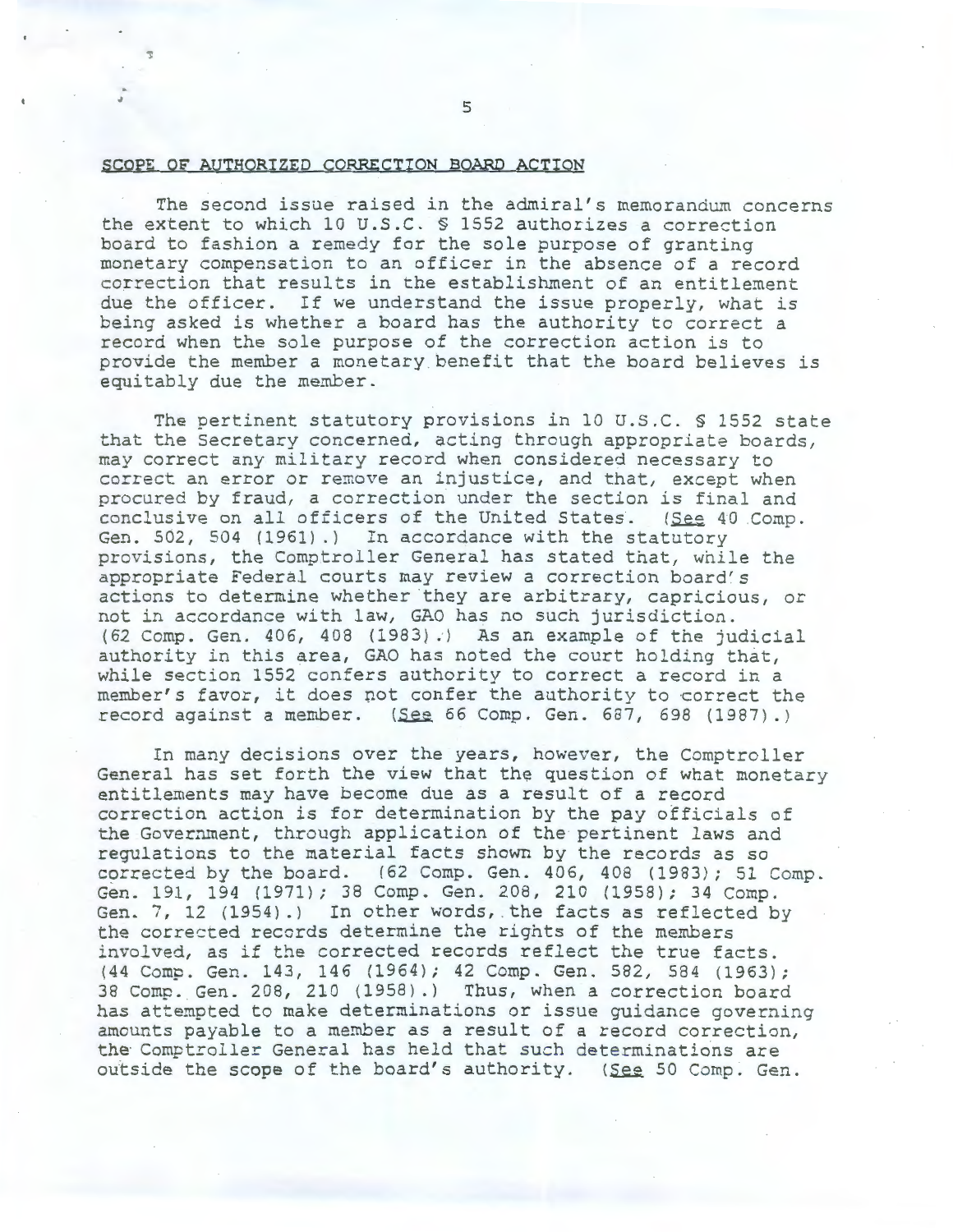## SCOPE OF AUTHORIZED CORRECTION BOARD ACTION

The second issue raised in the admiral's memorandum concerns the extent to which 10 U.S.C. § 1552 authorizes a correction board to fashion a remedy for the sole purpose of granting monetary compensation to an officer in the absence of a record correction that results in the establishment of an entitlement due the officer. If we understand the issue properly, what is being asked is whether a board has the authority to correct a record when the sole purpose of the correction action is to provide the member a monetary benefit that the board believes is equitably due the member.

The pertinent statutory provisions in 10 U.S.C. § 1552 state that the Secretary concerned, acting through appropriate boards, may correct any military record when considered necessary to correct an error or remove an injustice, and that, except when procured by fraud, a correction under the section is final and conclusive on all officers of the United States. (See 40 Comp. Gen. 502, 504 (1961).) In accordance with the statutory provisions, the Comptroller General has stated that, while the appropriate Federal courts may review a correction board's actions to determine whether they are arbitrary, capricious, or not in accordance with law, GAO has no such jurisdiction. (62 Comp. Gen. 406, 408 (1983).) As an example of the judicial authority in this area, GAO has noted the court holding that, while section 1552 confers authority to correct a record in a member's favor, it does not confer the authority to correct the record against a member. (See 66 Comp. Gen. 687, 698 (1987).)

In many decisions over the years, however, the Comptroller General has set forth the view that the question of what monetary entitlements may have become due as a result of a record correction action is for determination by the pay officials of the Government, through application of the pertinent laws and regulations to the material facts shown by the records as so corrected by the board. (62 Comp. Gen. 406, 408 (1983); 51 Comp. Gen. 191, 194 (1971); 38 Comp. Gen. 208, 210 (1958); 34 Comp. Gen. 7, 12 (1954).) In other words, the facts as reflected by the corrected records determine the rights of the members involved, as if the corrected records reflect the true facts. (44 Comp. Gen. 143, 146 (1964); 42 Comp. Gen. 582, 584 (1963); 38 Comp. Gen. 208, 210 (1958).) Thus, when a correction board has attempted to make determinations or issue guidance governing amounts payable to a member as a result of a record correction, the Comptroller General has held that such determinations are outside the scope of the board's authority. (See 50 Comp. Gen.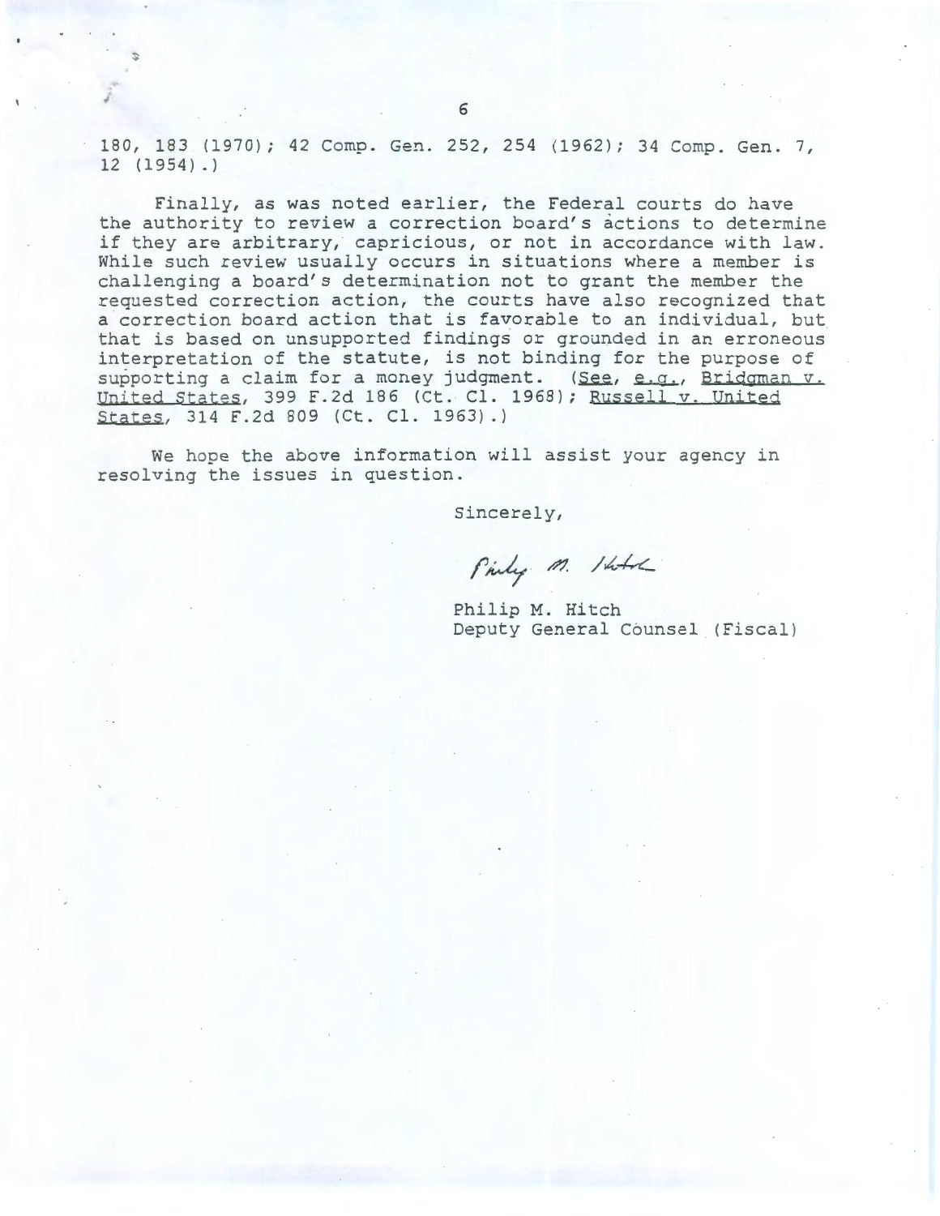180, 183 (1970); 42 Comp. Gen. 252, 254 (1962); 34 Comp. Gen. 7, 12 (1954).)

Finally, as was noted earlier, the Federal courts do have the authority to review a correction board's actions to determine if they are arbitrary, capricious, or not in accordance with law. While such review usually occurs in situations where a member is challenging a board's determination not to grant the member the requested correction action, the courts have also recognized that a correction board action that is favorable to an individual, but that is based on unsupported findings or grounded in an erroneous interpretation of the statute, is not binding for the purpose of supporting a claim for a money judgment. (See, e.g., Bridgman v. United States, 399 F.2d 186 (Ct. Cl. 1968); Russell v. United States, 314 F.2d 809 (Ct. Cl. 1963).)

We hope the above information will assist your agency in resolving the issues in question.

Sincerely,

Philip M. Hitch

Philip M. Hitch
Deputy General Counsel (Fiscal)